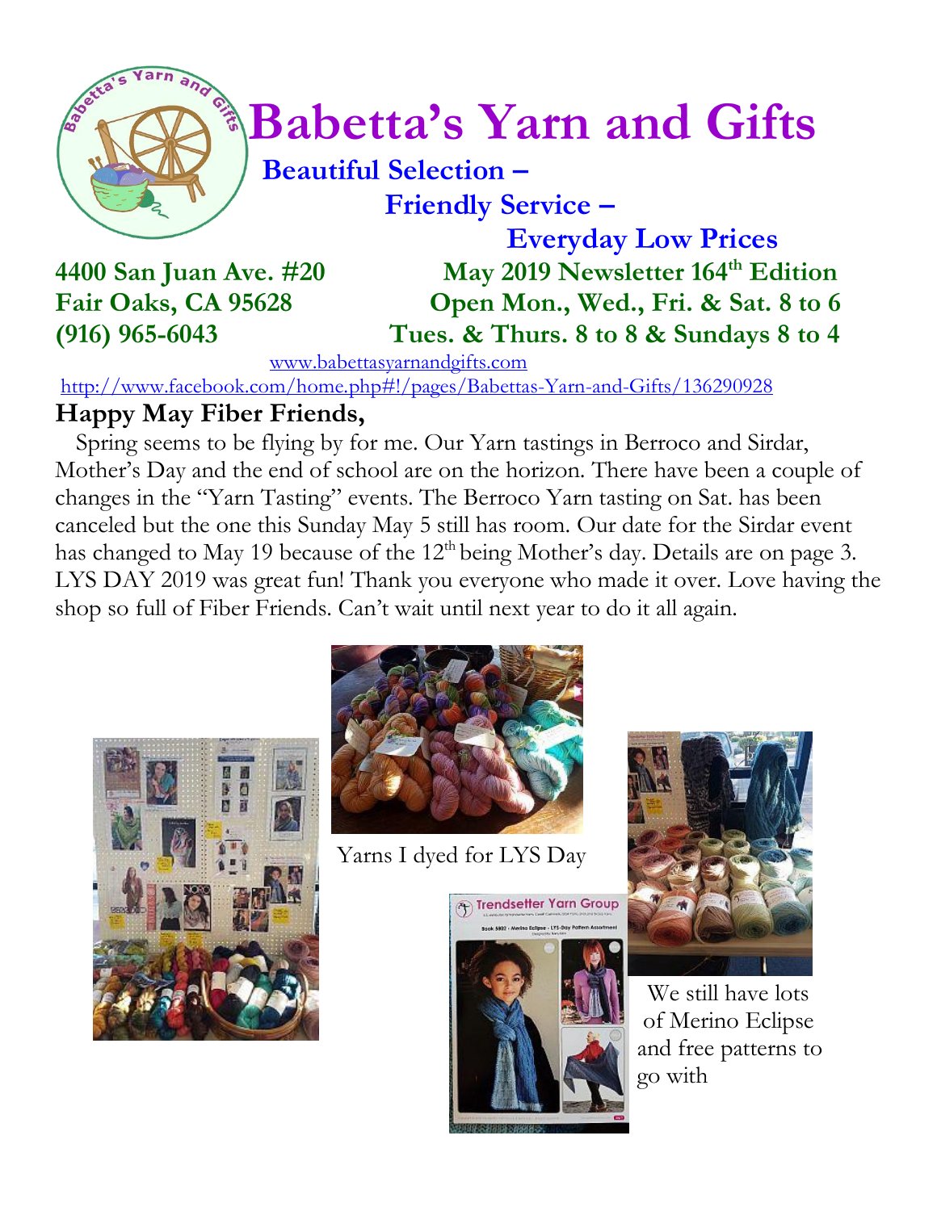# Babetta's Yarn and Gifts

**Beautiful Selection –**
**Friendly Service –**
**Everyday Low Prices**

**4400 San Juan Ave. #20**
**Fair Oaks, CA 95628**
**(916) 965-6043**

**May 2019 Newsletter 164th Edition**
**Open Mon., Wed., Fri. & Sat. 8 to 6**
**Tues. & Thurs. 8 to 8 & Sundays 8 to 4**

www.babettasyarnandgifts.com
http://www.facebook.com/home.php#!/pages/Babettas-Yarn-and-Gifts/136290928

## Happy May Fiber Friends,

Spring seems to be flying by for me. Our Yarn tastings in Berroco and Sirdar, Mother's Day and the end of school are on the horizon. There have been a couple of changes in the "Yarn Tasting" events. The Berroco Yarn tasting on Sat. has been canceled but the one this Sunday May 5 still has room. Our date for the Sirdar event has changed to May 19 because of the 12th being Mother's day. Details are on page 3. LYS DAY 2019 was great fun! Thank you everyone who made it over. Love having the shop so full of Fiber Friends. Can't wait until next year to do it all again.

Yarns I dyed for LYS Day

We still have lots of Merino Eclipse and free patterns to go with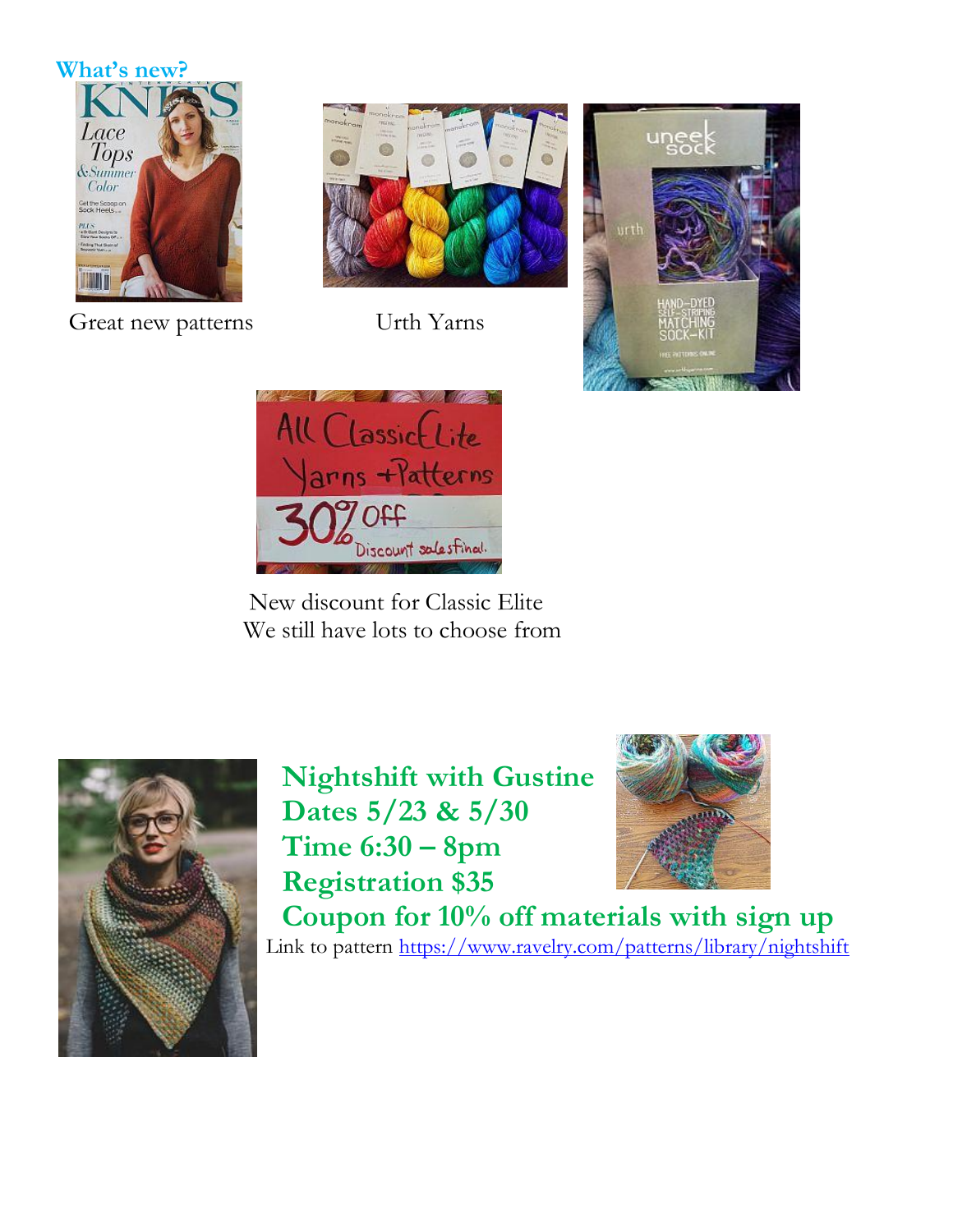## What's new?

Great new patterns

Urth Yarns

New discount for Classic Elite
We still have lots to choose from

**Nightshift with Gustine**
**Dates 5/23 & 5/30**
**Time 6:30 – 8pm**
**Registration $35**
**Coupon for 10% off materials with sign up**

Link to pattern https://www.ravelry.com/patterns/library/nightshift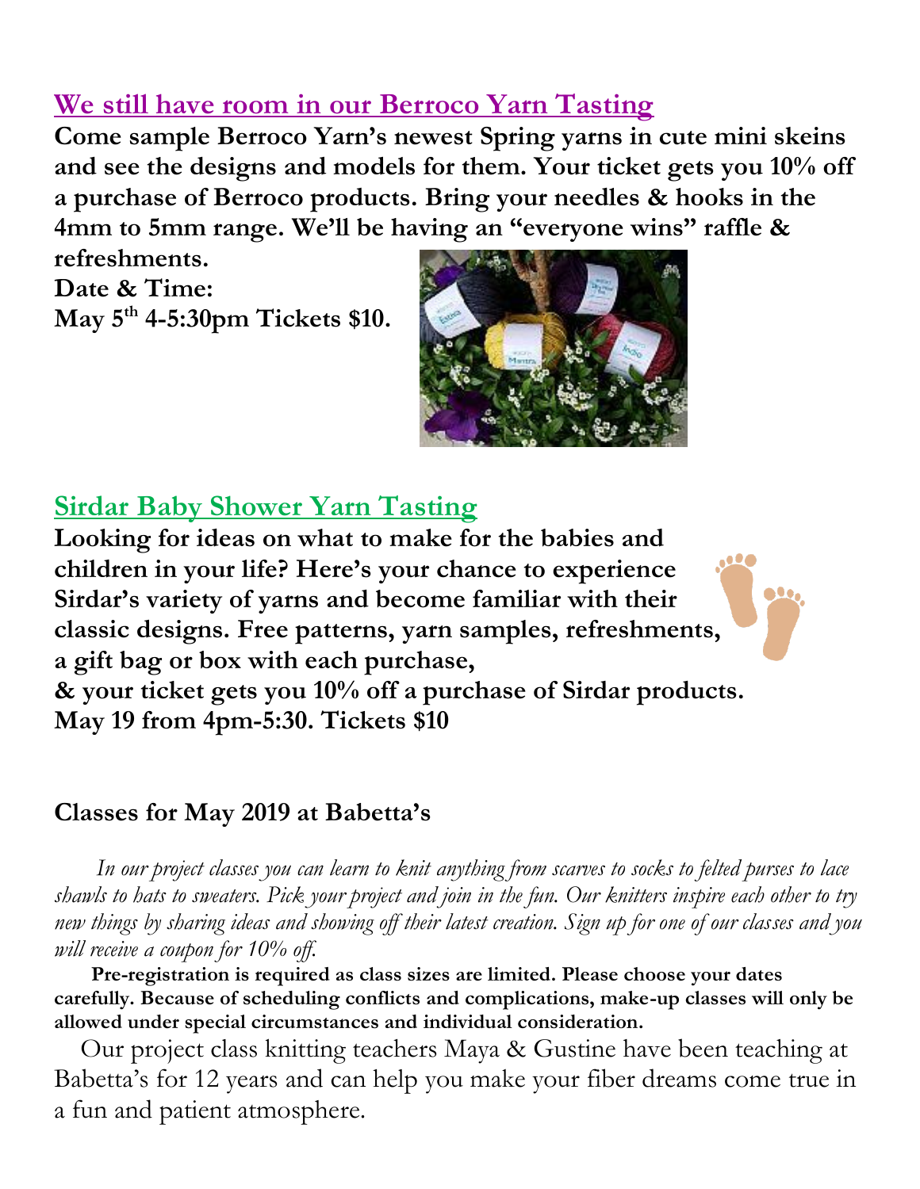## We still have room in our Berroco Yarn Tasting

**Come sample Berroco Yarn's newest Spring yarns in cute mini skeins and see the designs and models for them. Your ticket gets you 10% off a purchase of Berroco products. Bring your needles & hooks in the 4mm to 5mm range. We'll be having an "everyone wins" raffle & refreshments.**

**Date & Time:**

**May 5th 4-5:30pm Tickets $10.**

## Sirdar Baby Shower Yarn Tasting

**Looking for ideas on what to make for the babies and children in your life? Here's your chance to experience Sirdar's variety of yarns and become familiar with their classic designs. Free patterns, yarn samples, refreshments, a gift bag or box with each purchase,**

**& your ticket gets you 10% off a purchase of Sirdar products.**

**May 19 from 4pm-5:30. Tickets $10**

### Classes for May 2019 at Babetta's

*In our project classes you can learn to knit anything from scarves to socks to felted purses to lace shawls to hats to sweaters. Pick your project and join in the fun. Our knitters inspire each other to try new things by sharing ideas and showing off their latest creation. Sign up for one of our classes and you will receive a coupon for 10% off.*

**Pre-registration is required as class sizes are limited. Please choose your dates carefully. Because of scheduling conflicts and complications, make-up classes will only be allowed under special circumstances and individual consideration.**

Our project class knitting teachers Maya & Gustine have been teaching at Babetta's for 12 years and can help you make your fiber dreams come true in a fun and patient atmosphere.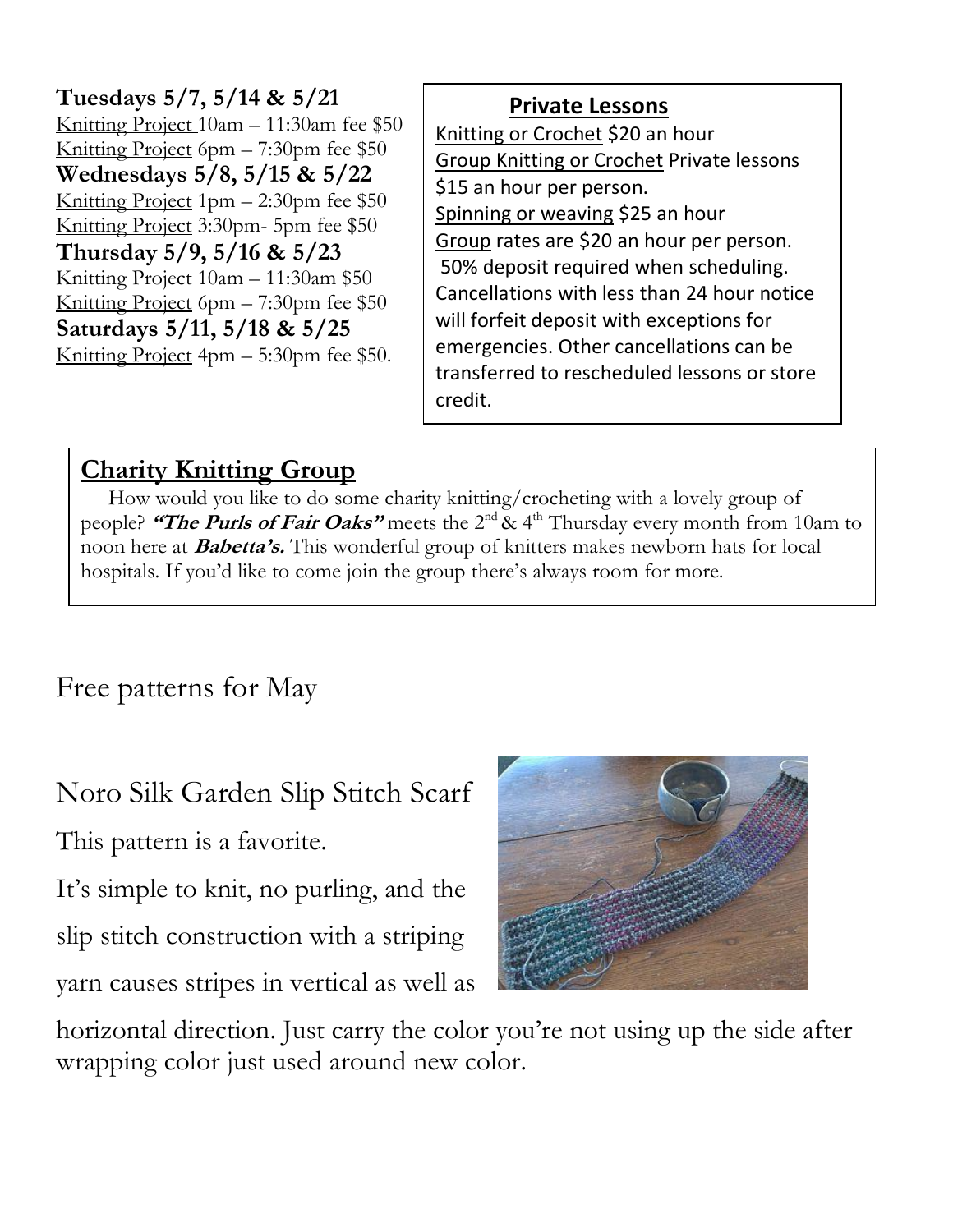**Tuesdays 5/7, 5/14 & 5/21**
Knitting Project 10am – 11:30am fee $50
Knitting Project 6pm – 7:30pm fee $50
**Wednesdays 5/8, 5/15 & 5/22**
Knitting Project 1pm – 2:30pm fee $50
Knitting Project 3:30pm- 5pm fee $50
**Thursday 5/9, 5/16 & 5/23**
Knitting Project 10am – 11:30am $50
Knitting Project 6pm – 7:30pm fee $50
**Saturdays 5/11, 5/18 & 5/25**
Knitting Project 4pm – 5:30pm fee $50.

**Private Lessons**

Knitting or Crochet $20 an hour
Group Knitting or Crochet Private lessons $15 an hour per person.
Spinning or weaving $25 an hour
Group rates are $20 an hour per person.
50% deposit required when scheduling. Cancellations with less than 24 hour notice will forfeit deposit with exceptions for emergencies. Other cancellations can be transferred to rescheduled lessons or store credit.

## Charity Knitting Group

How would you like to do some charity knitting/crocheting with a lovely group of people? ***"The Purls of Fair Oaks"*** meets the 2nd & 4th Thursday every month from 10am to noon here at ***Babetta's.*** This wonderful group of knitters makes newborn hats for local hospitals. If you'd like to come join the group there's always room for more.

# Free patterns for May

## Noro Silk Garden Slip Stitch Scarf

This pattern is a favorite.

It's simple to knit, no purling, and the slip stitch construction with a striping yarn causes stripes in vertical as well as horizontal direction. Just carry the color you're not using up the side after wrapping color just used around new color.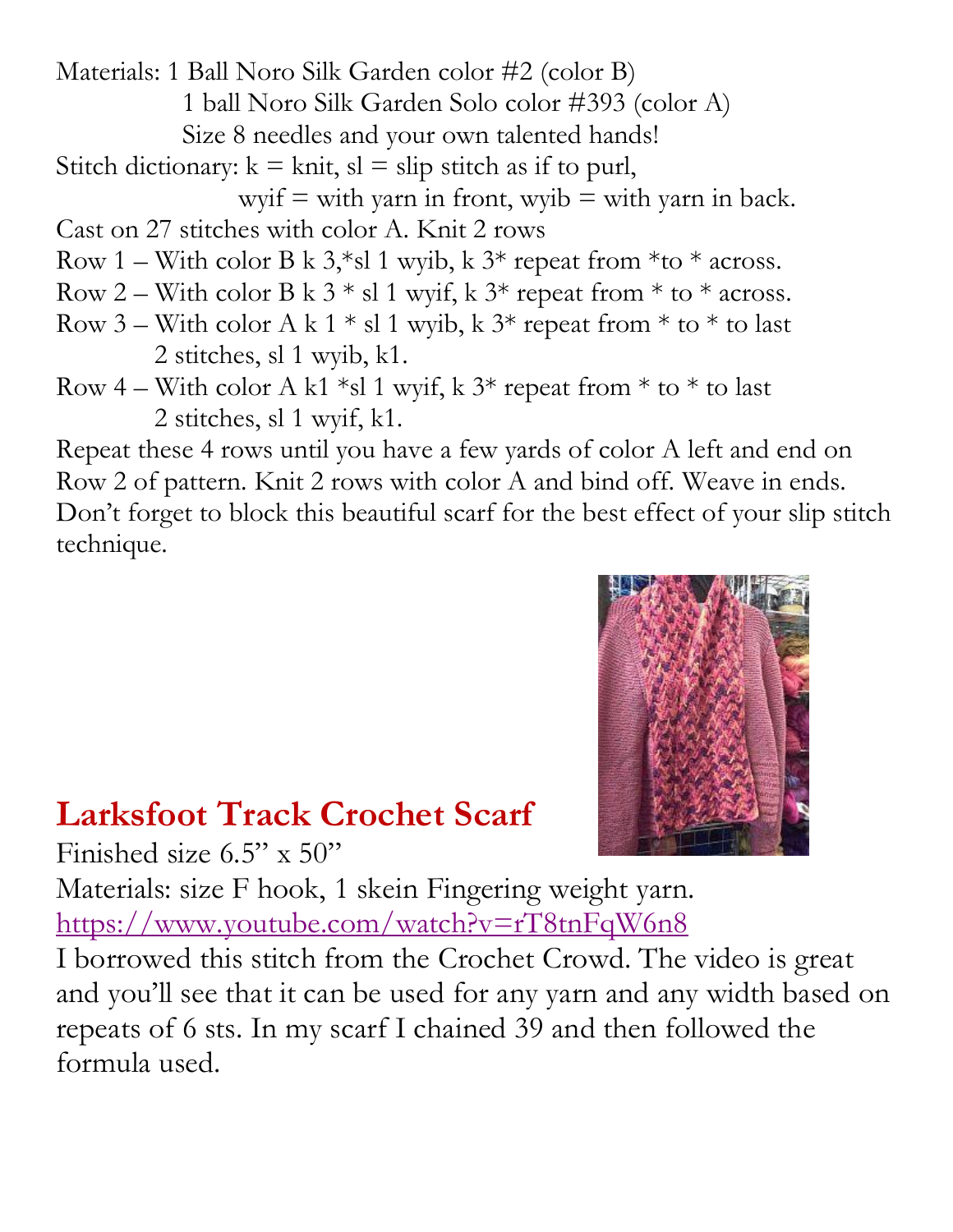Materials: 1 Ball Noro Silk Garden color #2 (color B)
1 ball Noro Silk Garden Solo color #393 (color A)
Size 8 needles and your own talented hands!

Stitch dictionary: k = knit, sl = slip stitch as if to purl,
wyif = with yarn in front, wyib = with yarn in back.

Cast on 27 stitches with color A. Knit 2 rows

Row 1 – With color B k 3,*sl 1 wyib, k 3* repeat from *to * across.

Row 2 – With color B k 3 * sl 1 wyif, k 3* repeat from * to * across.

Row 3 – With color A k 1 * sl 1 wyib, k 3* repeat from * to * to last 2 stitches, sl 1 wyib, k1.

Row 4 – With color A k1 *sl 1 wyif, k 3* repeat from * to * to last 2 stitches, sl 1 wyif, k1.

Repeat these 4 rows until you have a few yards of color A left and end on Row 2 of pattern. Knit 2 rows with color A and bind off. Weave in ends. Don't forget to block this beautiful scarf for the best effect of your slip stitch technique.

## Larksfoot Track Crochet Scarf

Finished size 6.5" x 50"

Materials: size F hook, 1 skein Fingering weight yarn.

https://www.youtube.com/watch?v=rT8tnFqW6n8

I borrowed this stitch from the Crochet Crowd. The video is great and you'll see that it can be used for any yarn and any width based on repeats of 6 sts. In my scarf I chained 39 and then followed the formula used.